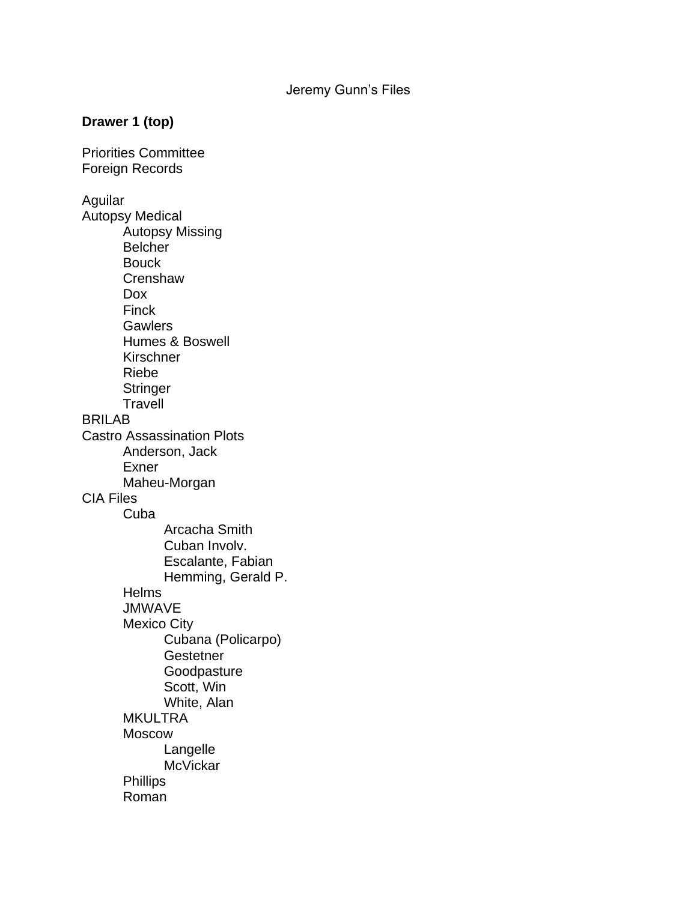# Jeremy Gunn's Files

**Drawer 1 (top)**

Priorities Committee
Foreign Records

- Aguilar
- Autopsy Medical
  - Autopsy Missing
  - Belcher
  - Bouck
  - Crenshaw
  - Dox
  - Finck
  - Gawlers
  - Humes & Boswell
  - Kirschner
  - Riebe
  - Stringer
  - Travell
- BRILAB
- Castro Assassination Plots
  - Anderson, Jack
  - Exner
  - Maheu-Morgan
- CIA Files
  - Cuba
    - Arcacha Smith
    - Cuban Involv.
    - Escalante, Fabian
    - Hemming, Gerald P.
  - Helms
  - JMWAVE
  - Mexico City
    - Cubana (Policarpo)
    - Gestetner
    - Goodpasture
    - Scott, Win
    - White, Alan
  - MKULTRA
  - Moscow
    - Langelle
    - McVickar
  - Phillips
  - Roman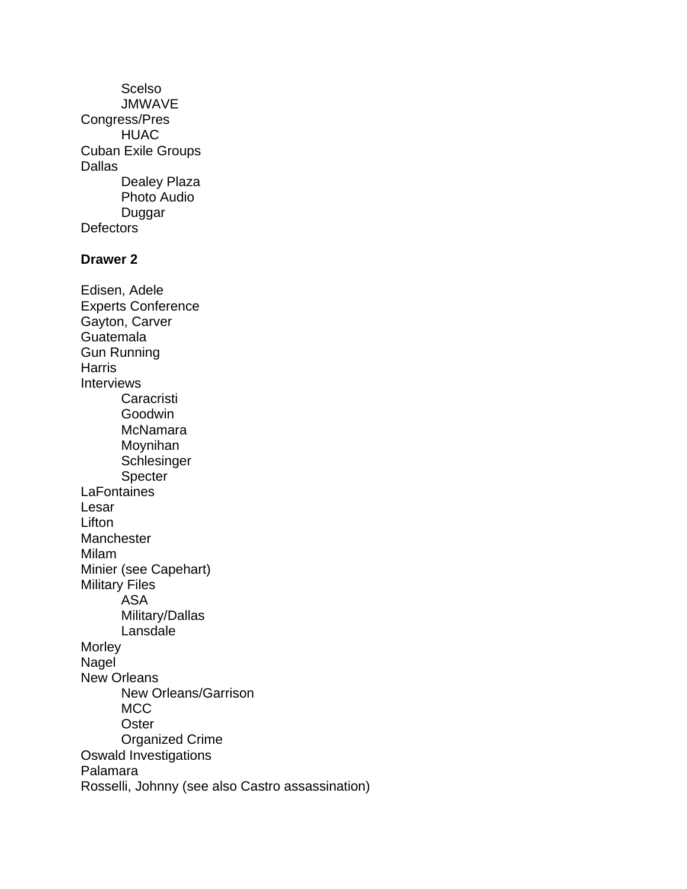- Scelso
- JMWAVE

Congress/Pres

- HUAC

Cuban Exile Groups

Dallas

- Dealey Plaza
- Photo Audio
- Duggar

Defectors

**Drawer 2**

Edisen, Adele

Experts Conference

Gayton, Carver

Guatemala

Gun Running

Harris

Interviews

- Caracristi
- Goodwin
- McNamara
- Moynihan
- Schlesinger
- Specter

LaFontaines

Lesar

Lifton

Manchester

Milam

Minier (see Capehart)

Military Files

- ASA
- Military/Dallas
- Lansdale

Morley

Nagel

New Orleans

- New Orleans/Garrison
- MCC
- Oster
- Organized Crime

Oswald Investigations

Palamara

Rosselli, Johnny (see also Castro assassination)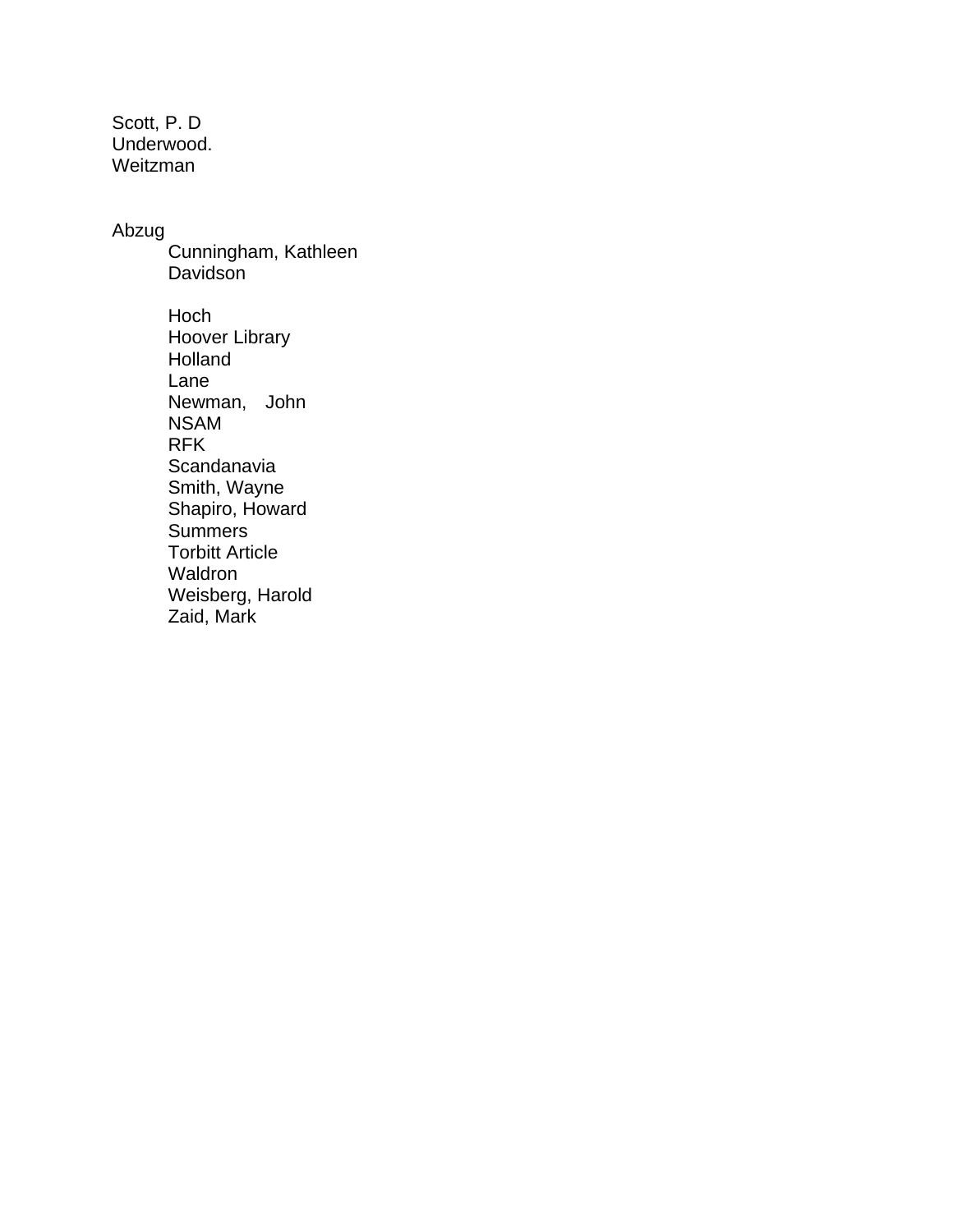Scott, P. D
Underwood.
Weitzman

Abzug

- Cunningham, Kathleen
- Davidson

- Hoch
- Hoover Library
- Holland
- Lane
- Newman, John
- NSAM
- RFK
- Scandanavia
- Smith, Wayne
- Shapiro, Howard
- Summers
- Torbitt Article
- Waldron
- Weisberg, Harold
- Zaid, Mark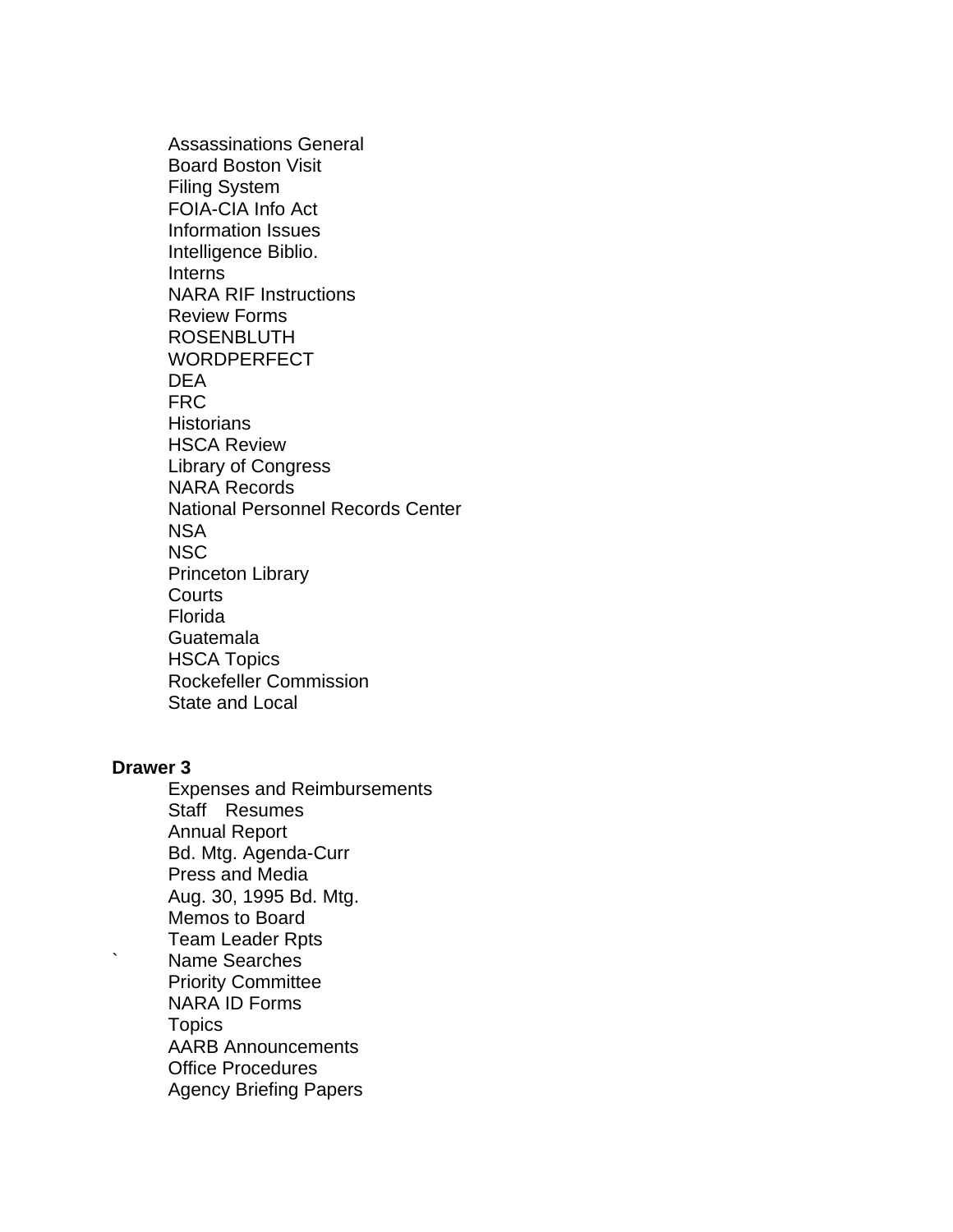- Assassinations General
- Board Boston Visit
- Filing System
- FOIA-CIA Info Act
- Information Issues
- Intelligence Biblio.
- Interns
- NARA RIF Instructions
- Review Forms
- ROSENBLUTH
- WORDPERFECT
- DEA
- FRC
- Historians
- HSCA Review
- Library of Congress
- NARA Records
- National Personnel Records Center
- NSA
- NSC
- Princeton Library
- Courts
- Florida
- Guatemala
- HSCA Topics
- Rockefeller Commission
- State and Local

**Drawer 3**

- Expenses and Reimbursements
- Staff Resumes
- Annual Report
- Bd. Mtg. Agenda-Curr
- Press and Media
- Aug. 30, 1995 Bd. Mtg.
- Memos to Board
- Team Leader Rpts
- Name Searches
- Priority Committee
- NARA ID Forms
- Topics
- AARB Announcements
- Office Procedures
- Agency Briefing Papers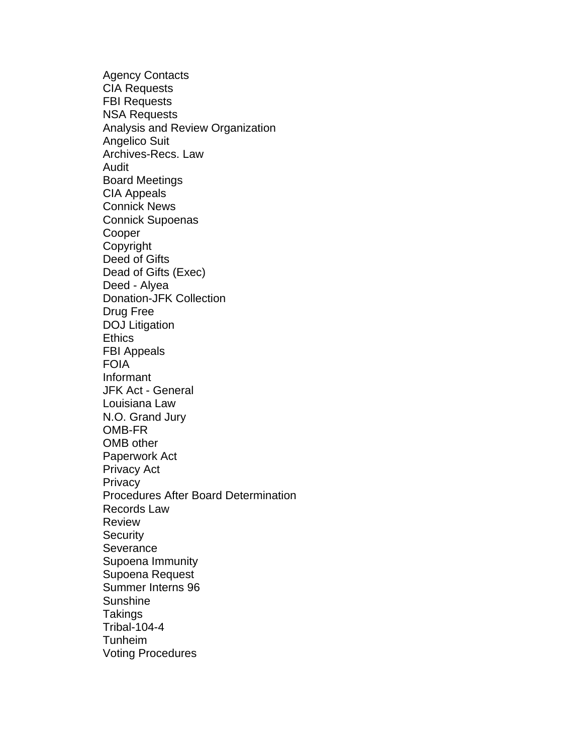Agency Contacts
CIA Requests
FBI Requests
NSA Requests
Analysis and Review Organization
Angelico Suit
Archives-Recs. Law
Audit
Board Meetings
CIA Appeals
Connick News
Connick Supoenas
Cooper
Copyright
Deed of Gifts
Dead of Gifts (Exec)
Deed - Alyea
Donation-JFK Collection
Drug Free
DOJ Litigation
Ethics
FBI Appeals
FOIA
Informant
JFK Act - General
Louisiana Law
N.O. Grand Jury
OMB-FR
OMB other
Paperwork Act
Privacy Act
Privacy
Procedures After Board Determination
Records Law
Review
Security
Severance
Supoena Immunity
Supoena Request
Summer Interns 96
Sunshine
Takings
Tribal-104-4
Tunheim
Voting Procedures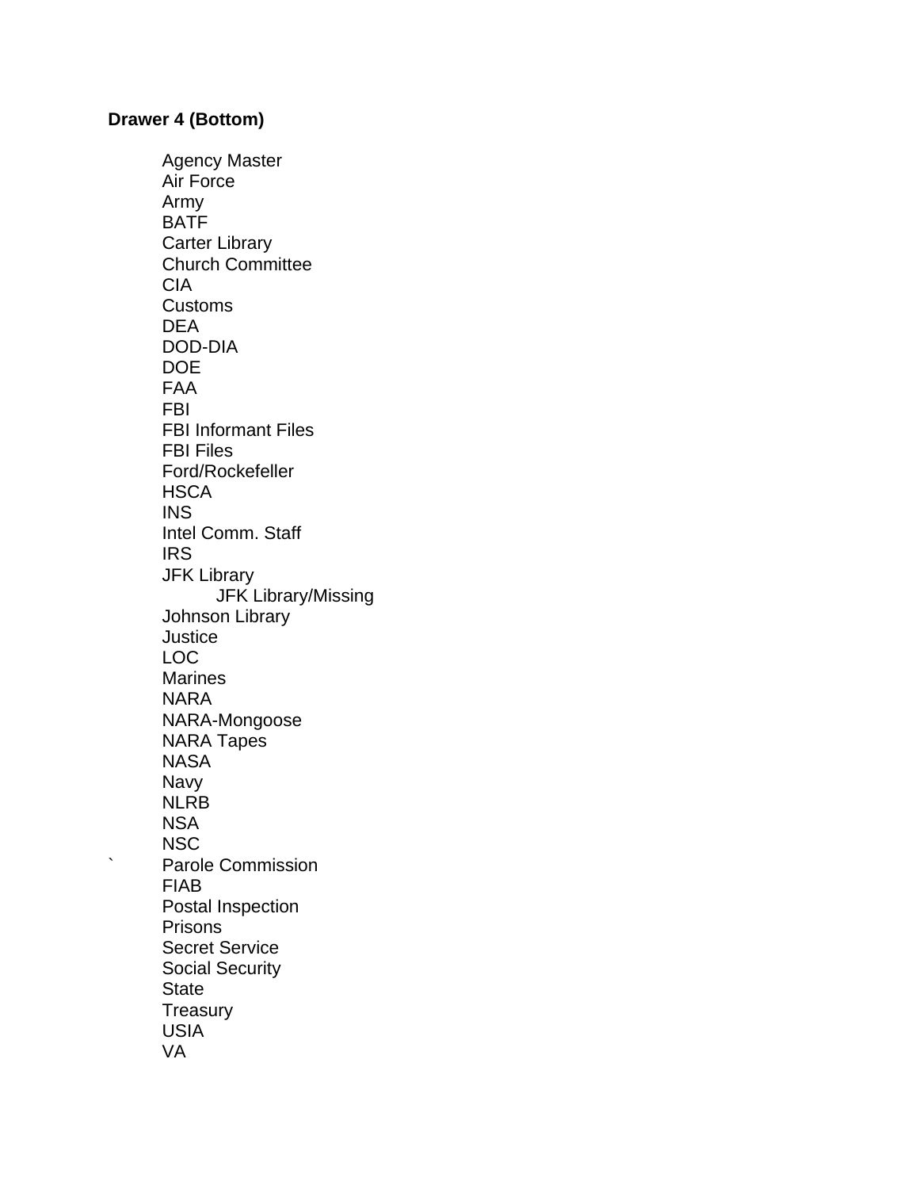**Drawer 4 (Bottom)**

- Agency Master
- Air Force
- Army
- BATF
- Carter Library
- Church Committee
- CIA
- Customs
- DEA
- DOD-DIA
- DOE
- FAA
- FBI
- FBI Informant Files
- FBI Files
- Ford/Rockefeller
- HSCA
- INS
- Intel Comm. Staff
- IRS
- JFK Library
    - JFK Library/Missing
- Johnson Library
- Justice
- LOC
- Marines
- NARA
- NARA-Mongoose
- NARA Tapes
- NASA
- Navy
- NLRB
- NSA
- NSC
- Parole Commission
- FIAB
- Postal Inspection
- Prisons
- Secret Service
- Social Security
- State
- Treasury
- USIA
- VA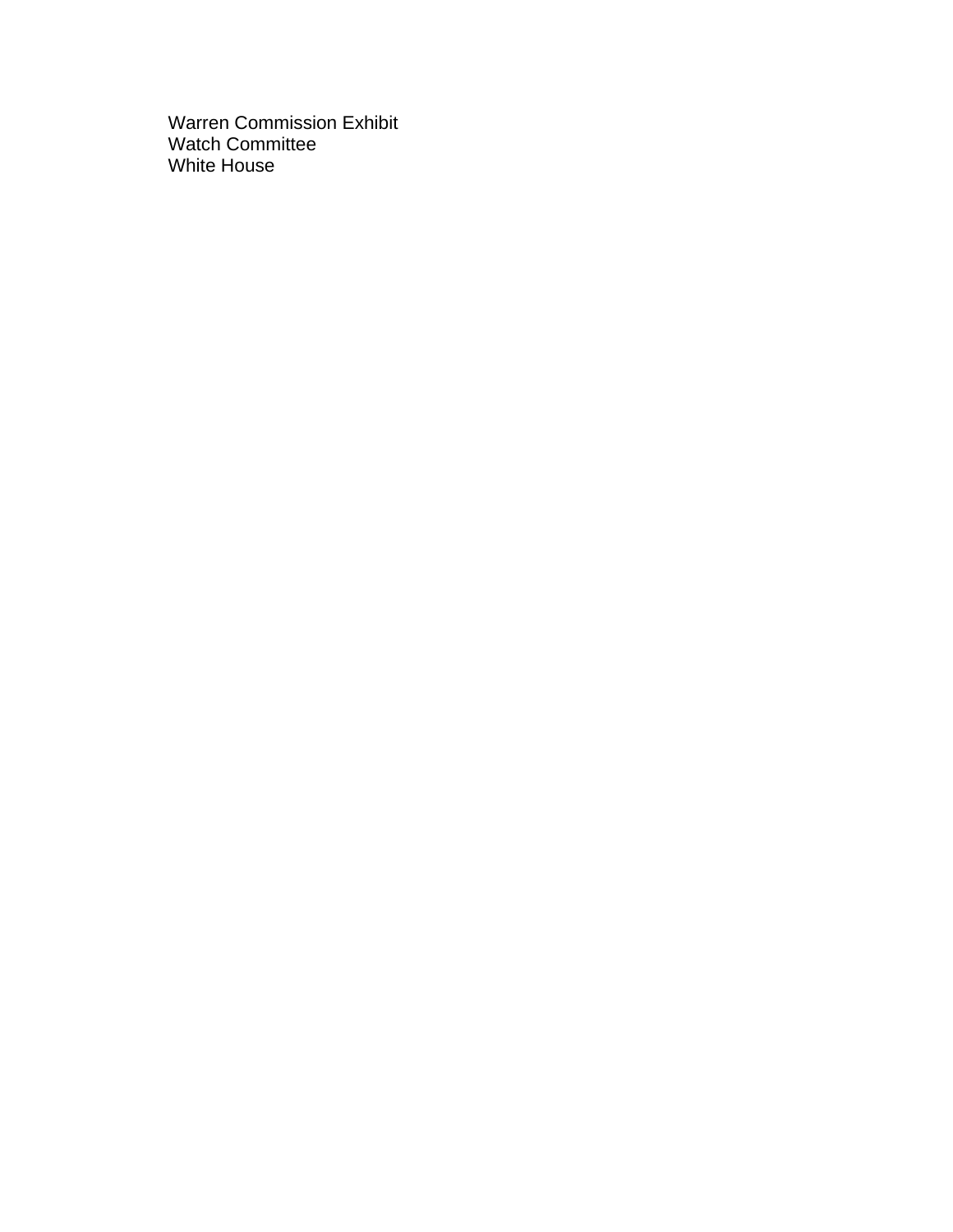Warren Commission Exhibit
Watch Committee
White House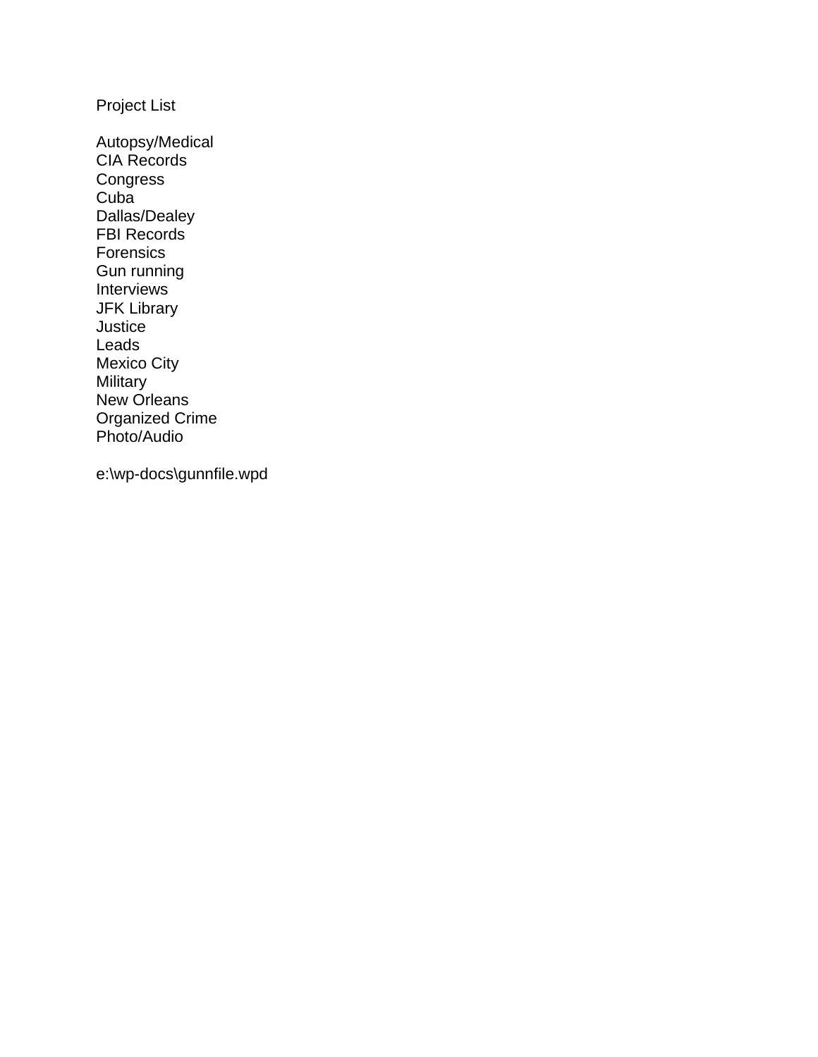Project List

Autopsy/Medical
CIA Records
Congress
Cuba
Dallas/Dealey
FBI Records
Forensics
Gun running
Interviews
JFK Library
Justice
Leads
Mexico City
Military
New Orleans
Organized Crime
Photo/Audio

e:\wp-docs\gunnfile.wpd